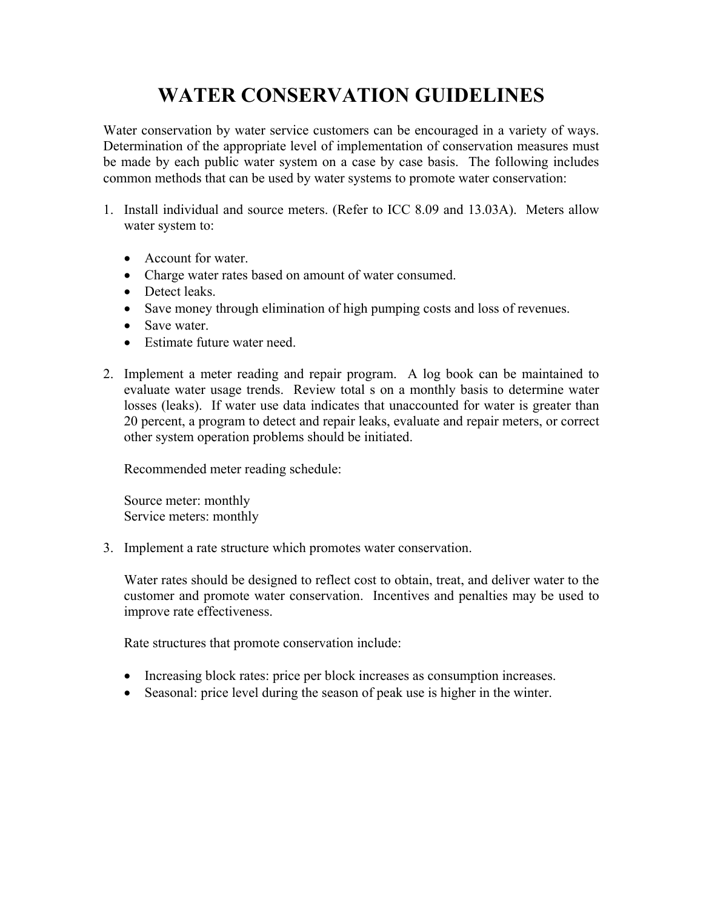# WATER CONSERVATION GUIDELINES

Water conservation by water service customers can be encouraged in a variety of ways. Determination of the appropriate level of implementation of conservation measures must be made by each public water system on a case by case basis. The following includes common methods that can be used by water systems to promote water conservation:

1. Install individual and source meters. (Refer to ICC 8.09 and 13.03A). Meters allow water system to:

   - Account for water.
   - Charge water rates based on amount of water consumed.
   - Detect leaks.
   - Save money through elimination of high pumping costs and loss of revenues.
   - Save water.
   - Estimate future water need.

2. Implement a meter reading and repair program. A log book can be maintained to evaluate water usage trends. Review total s on a monthly basis to determine water losses (leaks). If water use data indicates that unaccounted for water is greater than 20 percent, a program to detect and repair leaks, evaluate and repair meters, or correct other system operation problems should be initiated.

   Recommended meter reading schedule:

   Source meter: monthly
   Service meters: monthly

3. Implement a rate structure which promotes water conservation.

   Water rates should be designed to reflect cost to obtain, treat, and deliver water to the customer and promote water conservation. Incentives and penalties may be used to improve rate effectiveness.

   Rate structures that promote conservation include:

   - Increasing block rates: price per block increases as consumption increases.
   - Seasonal: price level during the season of peak use is higher in the winter.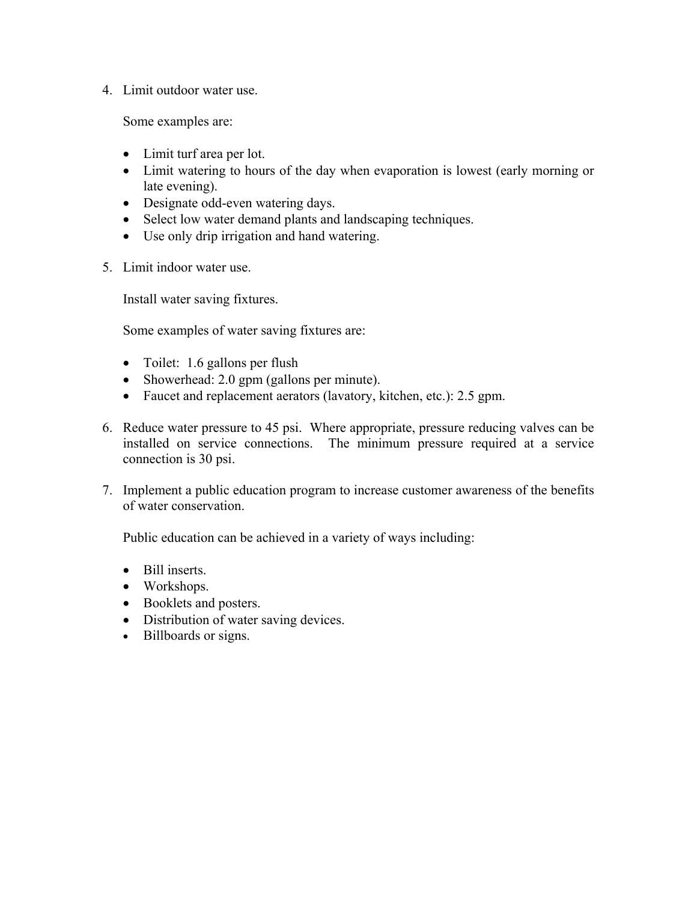4. Limit outdoor water use.

   Some examples are:

   - Limit turf area per lot.
   - Limit watering to hours of the day when evaporation is lowest (early morning or late evening).
   - Designate odd-even watering days.
   - Select low water demand plants and landscaping techniques.
   - Use only drip irrigation and hand watering.

5. Limit indoor water use.

   Install water saving fixtures.

   Some examples of water saving fixtures are:

   - Toilet: 1.6 gallons per flush
   - Showerhead: 2.0 gpm (gallons per minute).
   - Faucet and replacement aerators (lavatory, kitchen, etc.): 2.5 gpm.

6. Reduce water pressure to 45 psi. Where appropriate, pressure reducing valves can be installed on service connections. The minimum pressure required at a service connection is 30 psi.

7. Implement a public education program to increase customer awareness of the benefits of water conservation.

   Public education can be achieved in a variety of ways including:

   - Bill inserts.
   - Workshops.
   - Booklets and posters.
   - Distribution of water saving devices.
   - Billboards or signs.